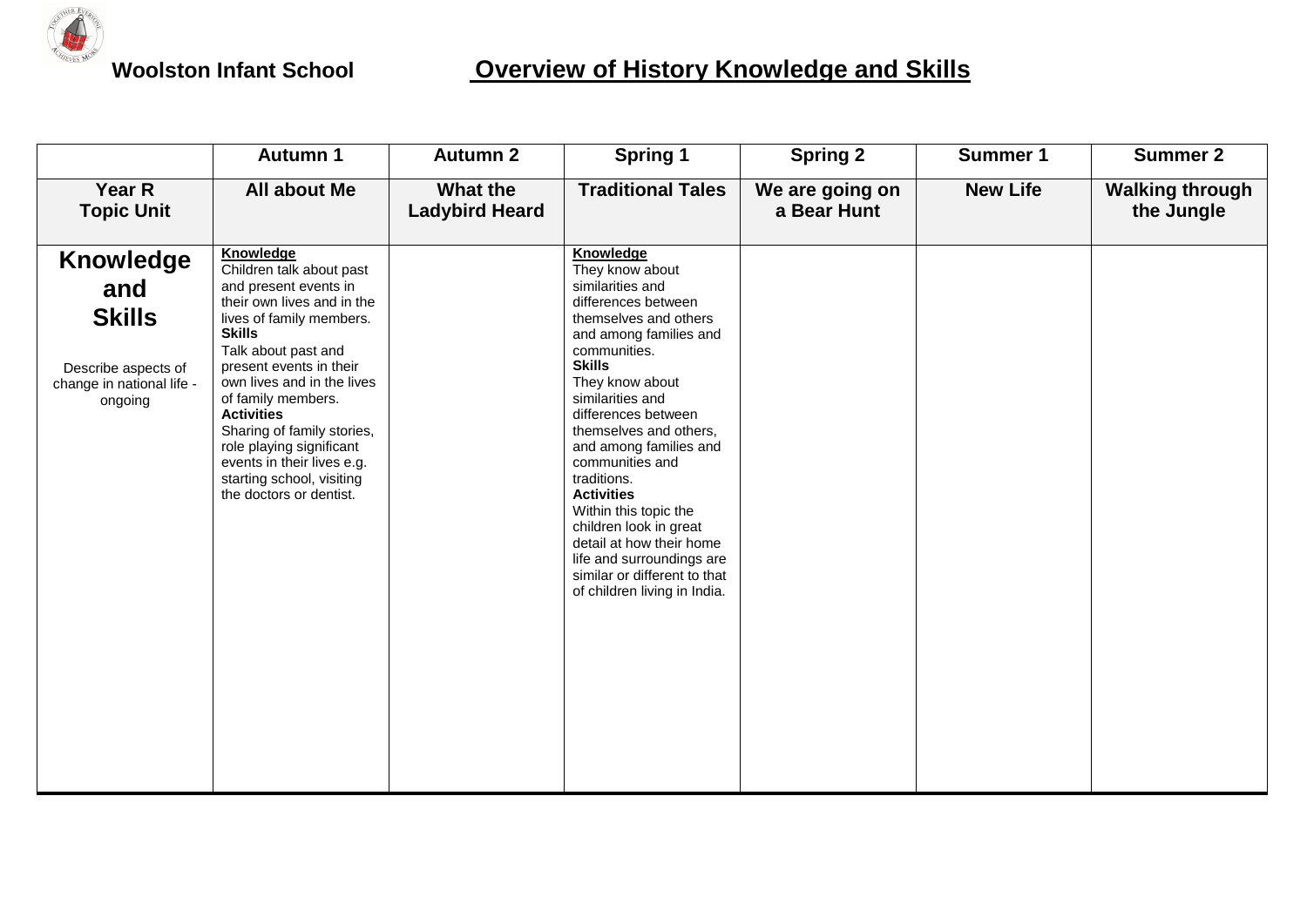**Woolston Infant School**

# Overview of History Knowledge and Skills

| | Autumn 1 | Autumn 2 | Spring 1 | Spring 2 | Summer 1 | Summer 2 |
|---|---|---|---|---|---|---|
| **Year R Topic Unit** | **All about Me** | **What the Ladybird Heard** | **Traditional Tales** | **We are going on a Bear Hunt** | **New Life** | **Walking through the Jungle** |
| **Knowledge and Skills**<br><br>Describe aspects of change in national life - ongoing | **Knowledge**<br>Children talk about past and present events in their own lives and in the lives of family members.<br>**Skills**<br>Talk about past and present events in their own lives and in the lives of family members.<br>**Activities**<br>Sharing of family stories, role playing significant events in their lives e.g. starting school, visiting the doctors or dentist. | | **Knowledge**<br>They know about similarities and differences between themselves and others and among families and communities.<br>**Skills**<br>They know about similarities and differences between themselves and others, and among families and communities and traditions.<br>**Activities**<br>Within this topic the children look in great detail at how their home life and surroundings are similar or different to that of children living in India. | | | |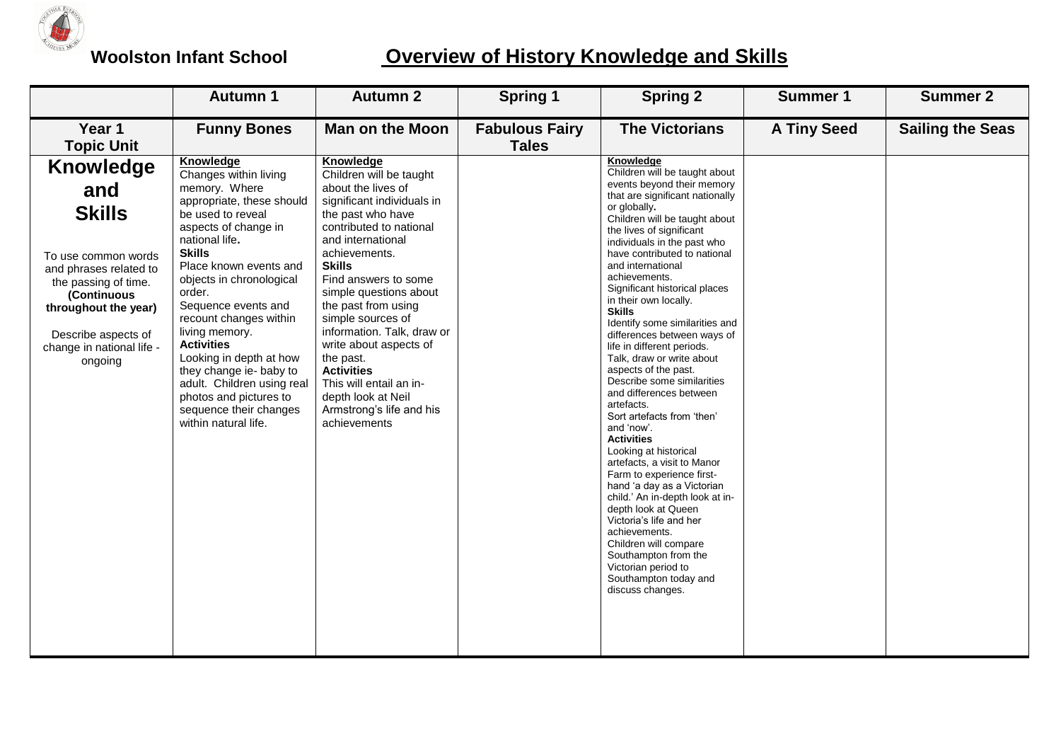**Woolston Infant School** **Overview of History Knowledge and Skills**

| | Autumn 1 | Autumn 2 | Spring 1 | Spring 2 | Summer 1 | Summer 2 |
|---|---|---|---|---|---|---|
| **Year 1 Topic Unit** | **Funny Bones** | **Man on the Moon** | **Fabulous Fairy Tales** | **The Victorians** | **A Tiny Seed** | **Sailing the Seas** |
| **Knowledge and Skills**<br><br>To use common words and phrases related to the passing of time. **(Continuous throughout the year)**<br><br>Describe aspects of change in national life - ongoing | **Knowledge**<br>Changes within living memory. Where appropriate, these should be used to reveal aspects of change in national life.<br>**Skills**<br>Place known events and objects in chronological order.<br>Sequence events and recount changes within living memory.<br>**Activities**<br>Looking in depth at how they change ie- baby to adult. Children using real photos and pictures to sequence their changes within natural life. | **Knowledge**<br>Children will be taught about the lives of significant individuals in the past who have contributed to national and international achievements.<br>**Skills**<br>Find answers to some simple questions about the past from using simple sources of information. Talk, draw or write about aspects of the past.<br>**Activities**<br>This will entail an in-depth look at Neil Armstrong's life and his achievements | | **Knowledge**<br>Children will be taught about events beyond their memory that are significant nationally or globally.<br>Children will be taught about the lives of significant individuals in the past who have contributed to national and international achievements.<br>Significant historical places in their own locally.<br>**Skills**<br>Identify some similarities and differences between ways of life in different periods.<br>Talk, draw or write about aspects of the past.<br>Describe some similarities and differences between artefacts.<br>Sort artefacts from 'then' and 'now'.<br>**Activities**<br>Looking at historical artefacts, a visit to Manor Farm to experience first-hand 'a day as a Victorian child.' An in-depth look at in-depth look at Queen Victoria's life and her achievements.<br>Children will compare Southampton from the Victorian period to Southampton today and discuss changes. | | |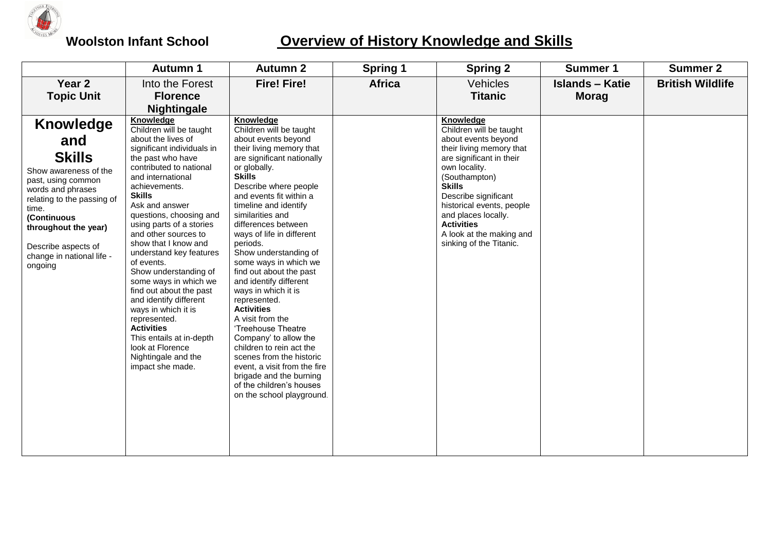**Woolston Infant School** **Overview of History Knowledge and Skills**

| | Autumn 1 | Autumn 2 | Spring 1 | Spring 2 | Summer 1 | Summer 2 |
|---|---|---|---|---|---|---|
| **Year 2 Topic Unit** | Into the Forest **Florence Nightingale** | **Fire! Fire!** | **Africa** | Vehicles **Titanic** | **Islands – Katie Morag** | **British Wildlife** |
| **Knowledge and Skills**<br>Show awareness of the past, using common words and phrases relating to the passing of time.<br>**(Continuous throughout the year)**<br><br>Describe aspects of change in national life - ongoing | **Knowledge**<br>Children will be taught about the lives of significant individuals in the past who have contributed to national and international achievements.<br>**Skills**<br>Ask and answer questions, choosing and using parts of a stories and other sources to show that I know and understand key features of events.<br>Show understanding of some ways in which we find out about the past and identify different ways in which it is represented.<br>**Activities**<br>This entails at in-depth look at Florence Nightingale and the impact she made. | **Knowledge**<br>Children will be taught about events beyond their living memory that are significant nationally or globally.<br>**Skills**<br>Describe where people and events fit within a timeline and identify similarities and differences between ways of life in different periods.<br>Show understanding of some ways in which we find out about the past and identify different ways in which it is represented.<br>**Activities**<br>A visit from the 'Treehouse Theatre Company' to allow the children to rein act the scenes from the historic event, a visit from the fire brigade and the burning of the children's houses on the school playground. | | **Knowledge**<br>Children will be taught about events beyond their living memory that are significant in their own locality. (Southampton)<br>**Skills**<br>Describe significant historical events, people and places locally.<br>**Activities**<br>A look at the making and sinking of the Titanic. | | |